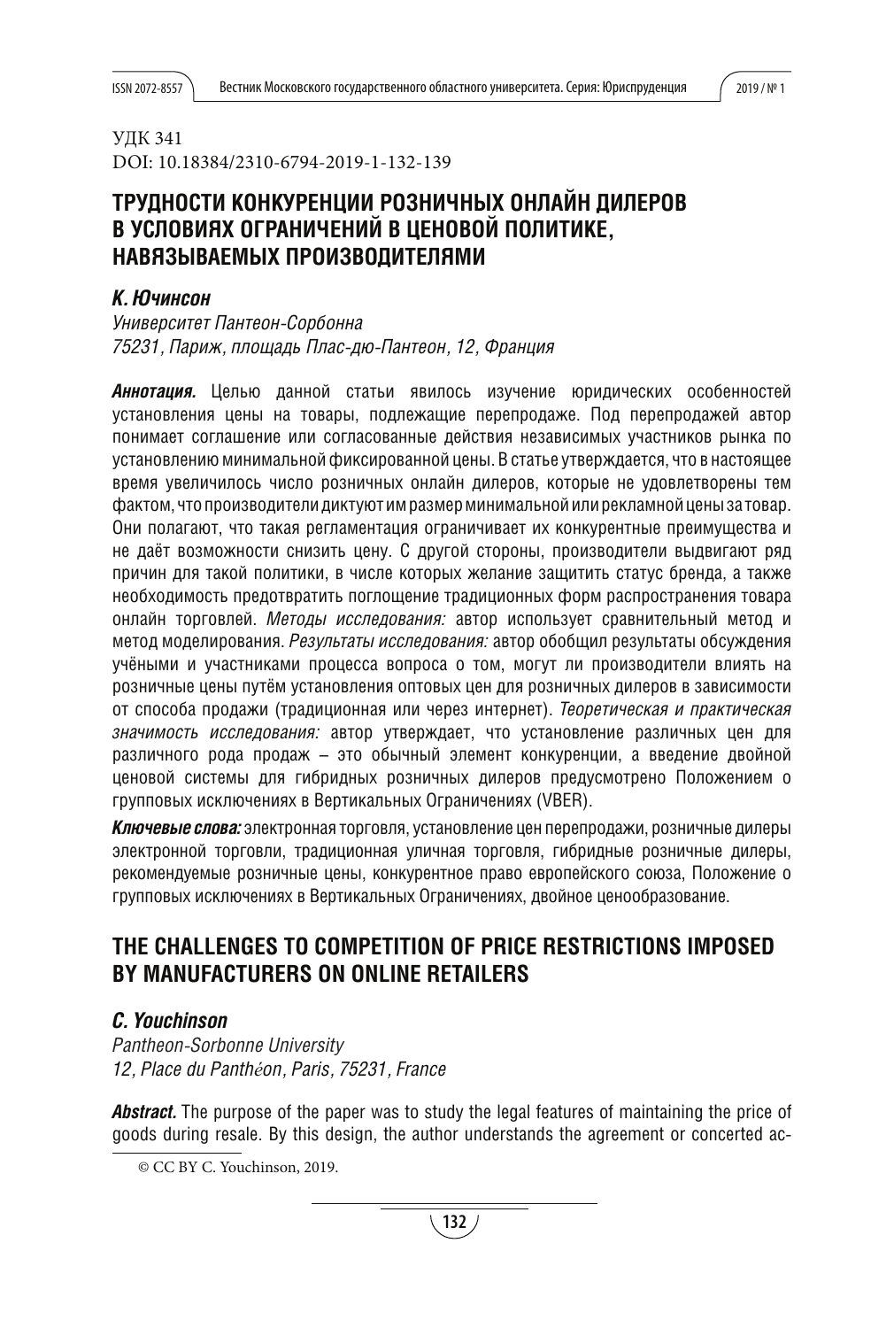УДК 341
DOI: 10.18384/2310-6794-2019-1-132-139

# ТРУДНОСТИ КОНКУРЕНЦИИ РОЗНИЧНЫХ ОНЛАЙН ДИЛЕРОВ В УСЛОВИЯХ ОГРАНИЧЕНИЙ В ЦЕНОВОЙ ПОЛИТИКЕ, НАВЯЗЫВАЕМЫХ ПРОИЗВОДИТЕЛЯМИ

***К. Ючинсон***

*Университет Пантеон-Сорбонна*
*75231, Париж, площадь Плас-дю-Пантеон, 12, Франция*

***Аннотация.*** Целью данной статьи явилось изучение юридических особенностей установления цены на товары, подлежащие перепродаже. Под перепродажей автор понимает соглашение или согласованные действия независимых участников рынка по установлению минимальной фиксированной цены. В статье утверждается, что в настоящее время увеличилось число розничных онлайн дилеров, которые не удовлетворены тем фактом, что производители диктуют им размер минимальной или рекламной цены за товар. Они полагают, что такая регламентация ограничивает их конкурентные преимущества и не даёт возможности снизить цену. С другой стороны, производители выдвигают ряд причин для такой политики, в числе которых желание защитить статус бренда, а также необходимость предотвратить поглощение традиционных форм распространения товара онлайн торговлей. *Методы исследования:* автор использует сравнительный метод и метод моделирования. *Результаты исследования:* автор обобщил результаты обсуждения учёными и участниками процесса вопроса о том, могут ли производители влиять на розничные цены путём установления оптовых цен для розничных дилеров в зависимости от способа продажи (традиционная или через интернет). *Теоретическая и практическая значимость исследования:* автор утверждает, что установление различных цен для различного рода продаж – это обычный элемент конкуренции, а введение двойной ценовой системы для гибридных розничных дилеров предусмотрено Положением о групповых исключениях в Вертикальных Ограничениях (VBER).

***Ключевые слова:*** электронная торговля, установление цен перепродажи, розничные дилеры электронной торговли, традиционная уличная торговля, гибридные розничные дилеры, рекомендуемые розничные цены, конкурентное право европейского союза, Положение о групповых исключениях в Вертикальных Ограничениях, двойное ценообразование.

# THE CHALLENGES TO COMPETITION OF PRICE RESTRICTIONS IMPOSED BY MANUFACTURERS ON ONLINE RETAILERS

***C. Youchinson***

*Pantheon-Sorbonne University*
*12, Place du Panthéon, Paris, 75231, France*

***Abstract.*** The purpose of the paper was to study the legal features of maintaining the price of goods during resale. By this design, the author understands the agreement or concerted ac-

© CC BY C. Youchinson, 2019.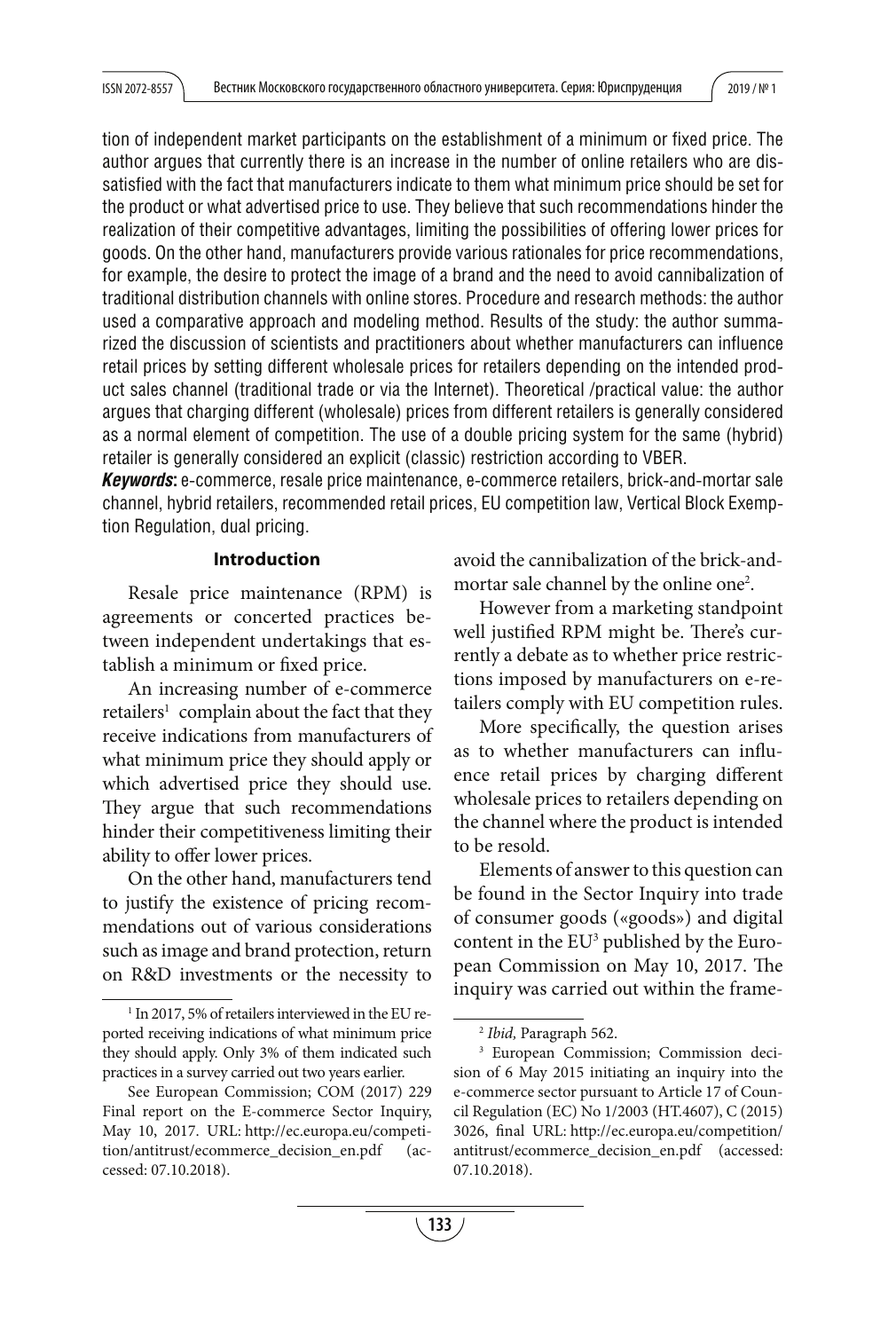tion of independent market participants on the establishment of a minimum or fixed price. The author argues that currently there is an increase in the number of online retailers who are dissatisfied with the fact that manufacturers indicate to them what minimum price should be set for the product or what advertised price to use. They believe that such recommendations hinder the realization of their competitive advantages, limiting the possibilities of offering lower prices for goods. On the other hand, manufacturers provide various rationales for price recommendations, for example, the desire to protect the image of a brand and the need to avoid cannibalization of traditional distribution channels with online stores. Procedure and research methods: the author used a comparative approach and modeling method. Results of the study: the author summarized the discussion of scientists and practitioners about whether manufacturers can influence retail prices by setting different wholesale prices for retailers depending on the intended product sales channel (traditional trade or via the Internet). Theoretical /practical value: the author argues that charging different (wholesale) prices from different retailers is generally considered as a normal element of competition. The use of a double pricing system for the same (hybrid) retailer is generally considered an explicit (classic) restriction according to VBER.

***Keywords*:** e-commerce, resale price maintenance, e-commerce retailers, brick-and-mortar sale channel, hybrid retailers, recommended retail prices, EU competition law, Vertical Block Exemption Regulation, dual pricing.

## Introduction

Resale price maintenance (RPM) is agreements or concerted practices between independent undertakings that establish a minimum or fixed price.

An increasing number of e-commerce retailers[1] complain about the fact that they receive indications from manufacturers of what minimum price they should apply or which advertised price they should use. They argue that such recommendations hinder their competitiveness limiting their ability to offer lower prices.

On the other hand, manufacturers tend to justify the existence of pricing recommendations out of various considerations such as image and brand protection, return on R&D investments or the necessity to avoid the cannibalization of the brick-and-mortar sale channel by the online one[2].

However from a marketing standpoint well justified RPM might be. There's currently a debate as to whether price restrictions imposed by manufacturers on e-retailers comply with EU competition rules.

More specifically, the question arises as to whether manufacturers can influence retail prices by charging different wholesale prices to retailers depending on the channel where the product is intended to be resold.

Elements of answer to this question can be found in the Sector Inquiry into trade of consumer goods («goods») and digital content in the EU[3] published by the European Commission on May 10, 2017. The inquiry was carried out within the frame-

---

[1] In 2017, 5% of retailers interviewed in the EU reported receiving indications of what minimum price they should apply. Only 3% of them indicated such practices in a survey carried out two years earlier.

See European Commission; COM (2017) 229 Final report on the E-commerce Sector Inquiry, May 10, 2017. URL: http://ec.europa.eu/competition/antitrust/ecommerce_decision_en.pdf (accessed: 07.10.2018).

[2] *Ibid,* Paragraph 562.

[3] European Commission; Commission decision of 6 May 2015 initiating an inquiry into the e-commerce sector pursuant to Article 17 of Council Regulation (EC) No 1/2003 (HT.4607), C (2015) 3026, final URL: http://ec.europa.eu/competition/antitrust/ecommerce_decision_en.pdf (accessed: 07.10.2018).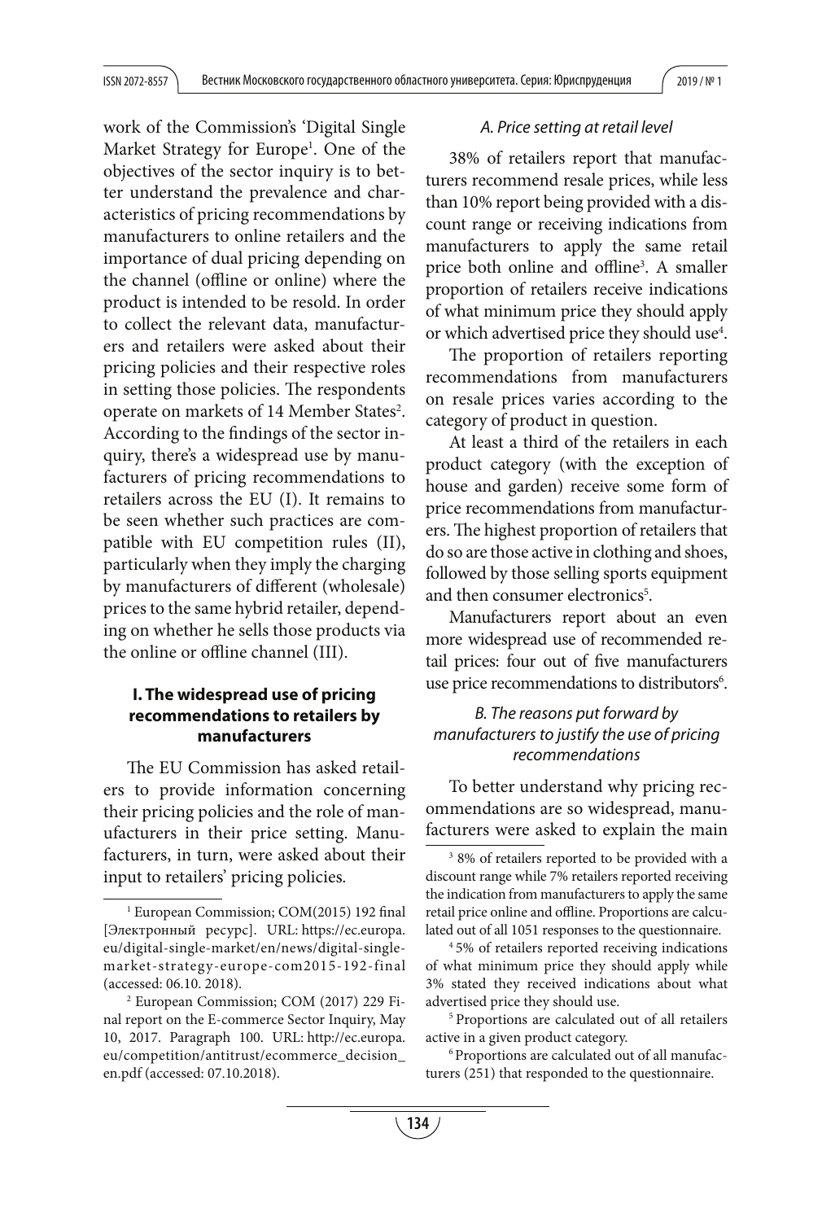work of the Commission's 'Digital Single Market Strategy for Europe[1]. One of the objectives of the sector inquiry is to better understand the prevalence and characteristics of pricing recommendations by manufacturers to online retailers and the importance of dual pricing depending on the channel (offline or online) where the product is intended to be resold. In order to collect the relevant data, manufacturers and retailers were asked about their pricing policies and their respective roles in setting those policies. The respondents operate on markets of 14 Member States[2]. According to the findings of the sector inquiry, there's a widespread use by manufacturers of pricing recommendations to retailers across the EU (I). It remains to be seen whether such practices are compatible with EU competition rules (II), particularly when they imply the charging by manufacturers of different (wholesale) prices to the same hybrid retailer, depending on whether he sells those products via the online or offline channel (III).

### I. The widespread use of pricing recommendations to retailers by manufacturers

The EU Commission has asked retailers to provide information concerning their pricing policies and the role of manufacturers in their price setting. Manufacturers, in turn, were asked about their input to retailers' pricing policies.

#### *A. Price setting at retail level*

38% of retailers report that manufacturers recommend resale prices, while less than 10% report being provided with a discount range or receiving indications from manufacturers to apply the same retail price both online and offline[3]. A smaller proportion of retailers receive indications of what minimum price they should apply or which advertised price they should use[4].

The proportion of retailers reporting recommendations from manufacturers on resale prices varies according to the category of product in question.

At least a third of the retailers in each product category (with the exception of house and garden) receive some form of price recommendations from manufacturers. The highest proportion of retailers that do so are those active in clothing and shoes, followed by those selling sports equipment and then consumer electronics[5].

Manufacturers report about an even more widespread use of recommended retail prices: four out of five manufacturers use price recommendations to distributors[6].

#### *B. The reasons put forward by manufacturers to justify the use of pricing recommendations*

To better understand why pricing recommendations are so widespread, manufacturers were asked to explain the main

---

[1] European Commission; COM(2015) 192 final [Электронный ресурс]. URL: https://ec.europa.eu/digital-single-market/en/news/digital-single-market-strategy-europe-com2015-192-final (accessed: 06.10. 2018).

[2] European Commission; COM (2017) 229 Final report on the E-commerce Sector Inquiry, May 10, 2017. Paragraph 100. URL: http://ec.europa.eu/competition/antitrust/ecommerce_decision_en.pdf (accessed: 07.10.2018).

[3] 8% of retailers reported to be provided with a discount range while 7% retailers reported receiving the indication from manufacturers to apply the same retail price online and offline. Proportions are calculated out of all 1051 responses to the questionnaire.

[4] 5% of retailers reported receiving indications of what minimum price they should apply while 3% stated they received indications about what advertised price they should use.

[5] Proportions are calculated out of all retailers active in a given product category.

[6] Proportions are calculated out of all manufacturers (251) that responded to the questionnaire.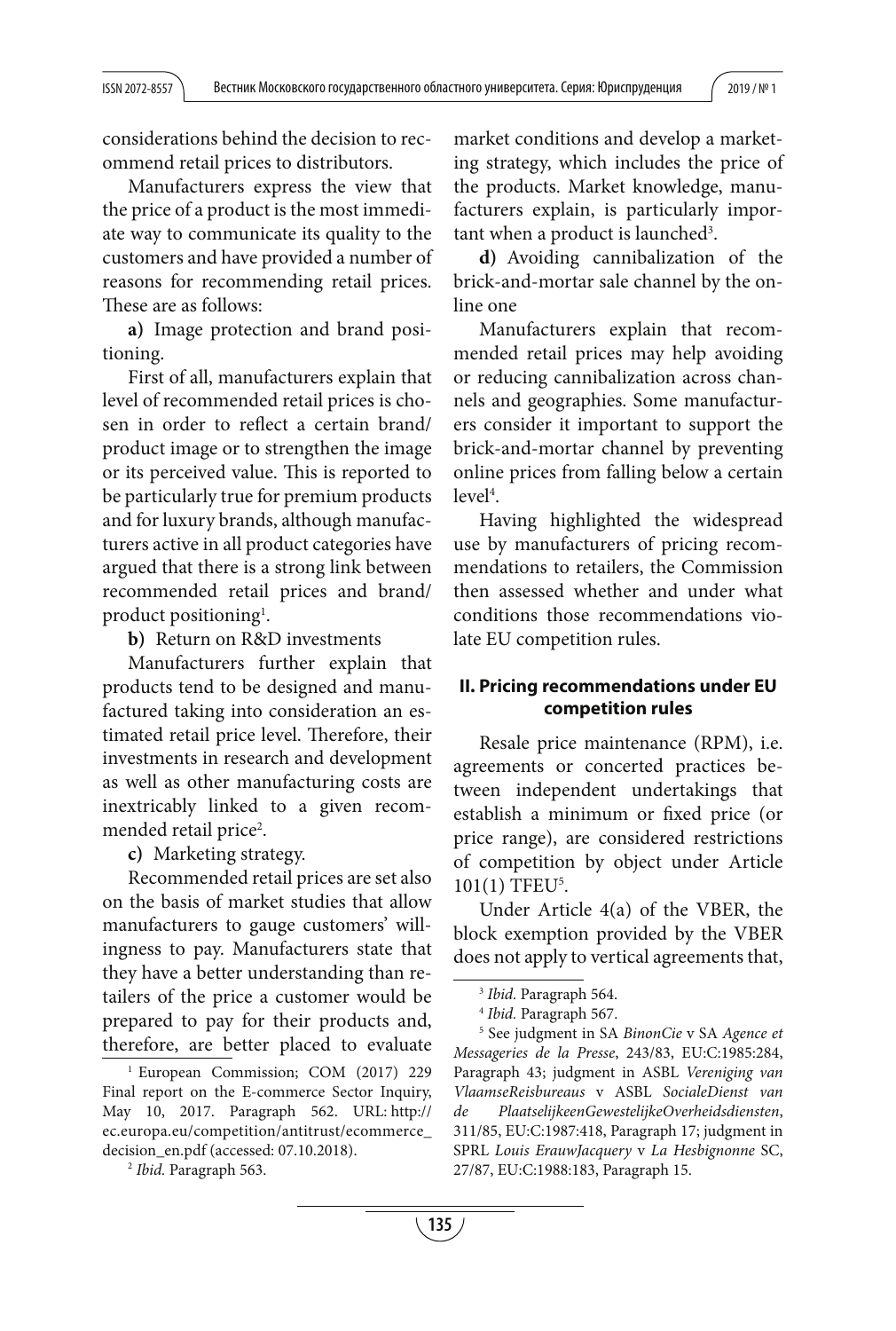considerations behind the decision to recommend retail prices to distributors.

Manufacturers express the view that the price of a product is the most immediate way to communicate its quality to the customers and have provided a number of reasons for recommending retail prices. These are as follows:

**a)** Image protection and brand positioning.

First of all, manufacturers explain that level of recommended retail prices is chosen in order to reflect a certain brand/product image or to strengthen the image or its perceived value. This is reported to be particularly true for premium products and for luxury brands, although manufacturers active in all product categories have argued that there is a strong link between recommended retail prices and brand/product positioning[1].

**b)** Return on R&D investments

Manufacturers further explain that products tend to be designed and manufactured taking into consideration an estimated retail price level. Therefore, their investments in research and development as well as other manufacturing costs are inextricably linked to a given recommended retail price[2].

**c)** Marketing strategy.

Recommended retail prices are set also on the basis of market studies that allow manufacturers to gauge customers' willingness to pay. Manufacturers state that they have a better understanding than retailers of the price a customer would be prepared to pay for their products and, therefore, are better placed to evaluate market conditions and develop a marketing strategy, which includes the price of the products. Market knowledge, manufacturers explain, is particularly important when a product is launched[3].

**d)** Avoiding cannibalization of the brick-and-mortar sale channel by the online one

Manufacturers explain that recommended retail prices may help avoiding or reducing cannibalization across channels and geographies. Some manufacturers consider it important to support the brick-and-mortar channel by preventing online prices from falling below a certain level[4].

Having highlighted the widespread use by manufacturers of pricing recommendations to retailers, the Commission then assessed whether and under what conditions those recommendations violate EU competition rules.

## II. Pricing recommendations under EU competition rules

Resale price maintenance (RPM), i.e. agreements or concerted practices between independent undertakings that establish a minimum or fixed price (or price range), are considered restrictions of competition by object under Article 101(1) TFEU[5].

Under Article 4(a) of the VBER, the block exemption provided by the VBER does not apply to vertical agreements that,

---

[1] European Commission; COM (2017) 229 Final report on the E-commerce Sector Inquiry, May 10, 2017. Paragraph 562. URL: http://ec.europa.eu/competition/antitrust/ecommerce_decision_en.pdf (accessed: 07.10.2018).

[2] *Ibid.* Paragraph 563.

[3] *Ibid.* Paragraph 564.

[4] *Ibid.* Paragraph 567.

[5] See judgment in SA *BinonCie* v SA *Agence et Messageries de la Presse*, 243/83, EU:C:1985:284, Paragraph 43; judgment in ASBL *Vereniging van VlaamseReisbureaus* v ASBL *SocialeDienst van de PlaatselijkeenGewestelijkeOverheidsdiensten*, 311/85, EU:C:1987:418, Paragraph 17; judgment in SPRL *Louis ErauwJacquery* v *La Hesbignonne* SC, 27/87, EU:C:1988:183, Paragraph 15.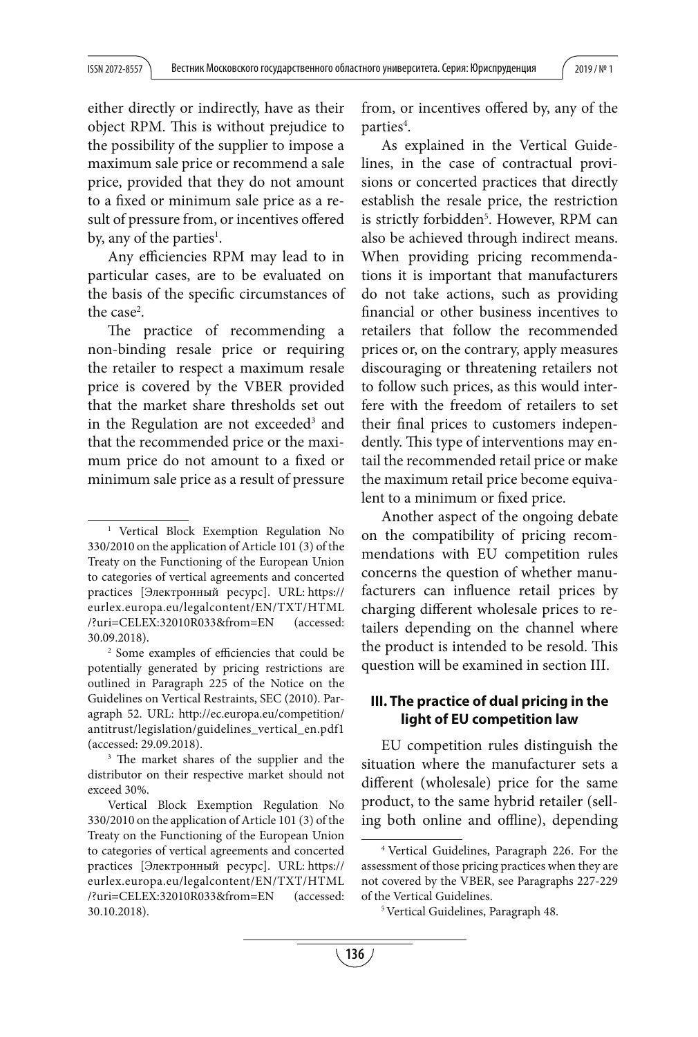either directly or indirectly, have as their object RPM. This is without prejudice to the possibility of the supplier to impose a maximum sale price or recommend a sale price, provided that they do not amount to a fixed or minimum sale price as a result of pressure from, or incentives offered by, any of the parties[1].

Any efficiencies RPM may lead to in particular cases, are to be evaluated on the basis of the specific circumstances of the case[2].

The practice of recommending a non-binding resale price or requiring the retailer to respect a maximum resale price is covered by the VBER provided that the market share thresholds set out in the Regulation are not exceeded[3] and that the recommended price or the maximum price do not amount to a fixed or minimum sale price as a result of pressure from, or incentives offered by, any of the parties[4].

As explained in the Vertical Guidelines, in the case of contractual provisions or concerted practices that directly establish the resale price, the restriction is strictly forbidden[5]. However, RPM can also be achieved through indirect means. When providing pricing recommendations it is important that manufacturers do not take actions, such as providing financial or other business incentives to retailers that follow the recommended prices or, on the contrary, apply measures discouraging or threatening retailers not to follow such prices, as this would interfere with the freedom of retailers to set their final prices to customers independently. This type of interventions may entail the recommended retail price or make the maximum retail price become equivalent to a minimum or fixed price.

Another aspect of the ongoing debate on the compatibility of pricing recommendations with EU competition rules concerns the question of whether manufacturers can influence retail prices by charging different wholesale prices to retailers depending on the channel where the product is intended to be resold. This question will be examined in section III.

### III. The practice of dual pricing in the light of EU competition law

EU competition rules distinguish the situation where the manufacturer sets a different (wholesale) price for the same product, to the same hybrid retailer (selling both online and offline), depending

---

[1] Vertical Block Exemption Regulation No 330/2010 on the application of Article 101 (3) of the Treaty on the Functioning of the European Union to categories of vertical agreements and concerted practices [Электронный ресурс]. URL: https://eurlex.europa.eu/legalcontent/EN/TXT/HTML/?uri=CELEX:32010R033&from=EN (accessed: 30.09.2018).

[2] Some examples of efficiencies that could be potentially generated by pricing restrictions are outlined in Paragraph 225 of the Notice on the Guidelines on Vertical Restraints, SEC (2010). Paragraph 52. URL: http://ec.europa.eu/competition/antitrust/legislation/guidelines_vertical_en.pdf1 (accessed: 29.09.2018).

[3] The market shares of the supplier and the distributor on their respective market should not exceed 30%.

Vertical Block Exemption Regulation No 330/2010 on the application of Article 101 (3) of the Treaty on the Functioning of the European Union to categories of vertical agreements and concerted practices [Электронный ресурс]. URL: https://eurlex.europa.eu/legalcontent/EN/TXT/HTML/?uri=CELEX:32010R033&from=EN (accessed: 30.10.2018).

[4] Vertical Guidelines, Paragraph 226. For the assessment of those pricing practices when they are not covered by the VBER, see Paragraphs 227-229 of the Vertical Guidelines.

[5] Vertical Guidelines, Paragraph 48.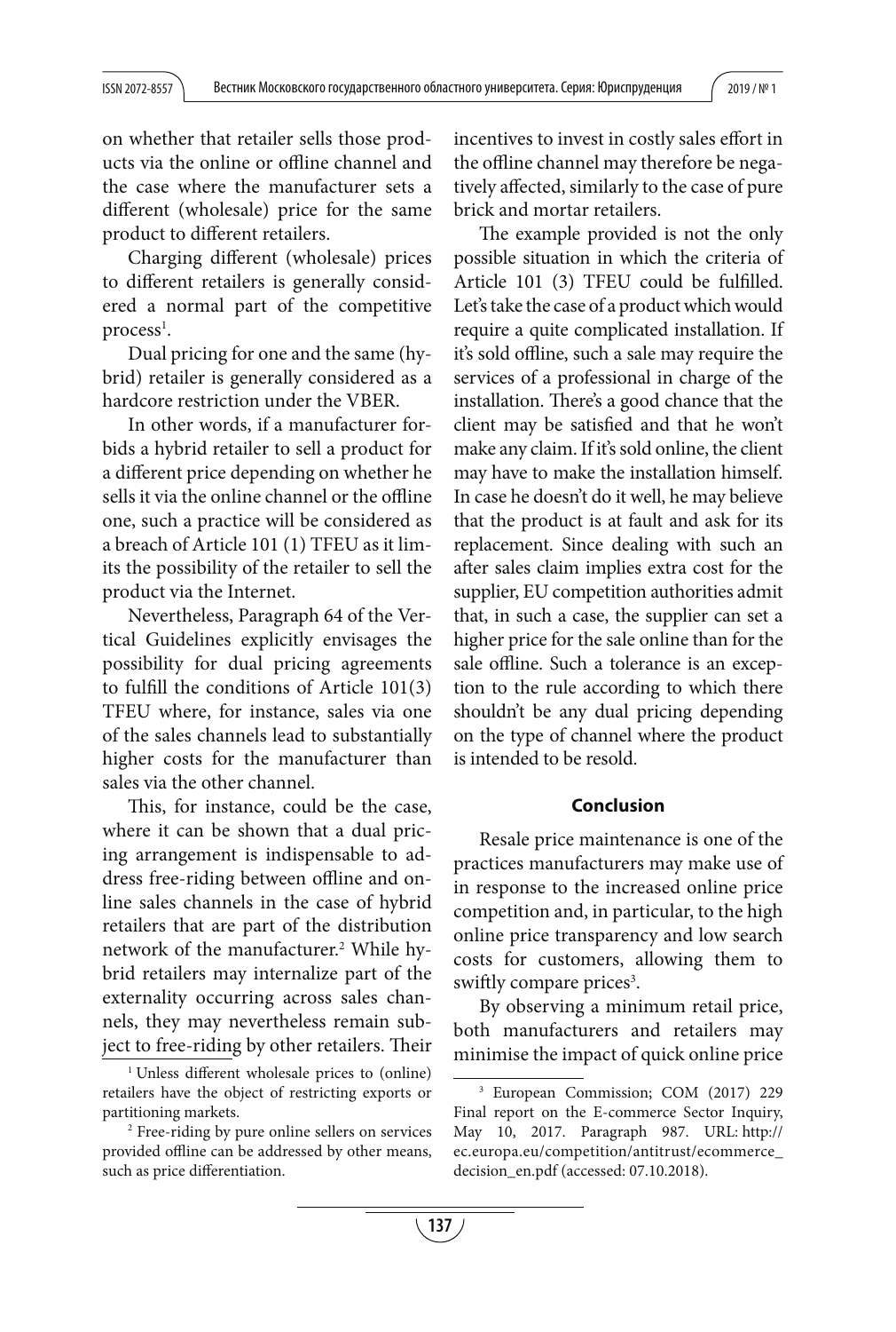on whether that retailer sells those products via the online or offline channel and the case where the manufacturer sets a different (wholesale) price for the same product to different retailers.

Charging different (wholesale) prices to different retailers is generally considered a normal part of the competitive process[1].

Dual pricing for one and the same (hybrid) retailer is generally considered as a hardcore restriction under the VBER.

In other words, if a manufacturer forbids a hybrid retailer to sell a product for a different price depending on whether he sells it via the online channel or the offline one, such a practice will be considered as a breach of Article 101 (1) TFEU as it limits the possibility of the retailer to sell the product via the Internet.

Nevertheless, Paragraph 64 of the Vertical Guidelines explicitly envisages the possibility for dual pricing agreements to fulfill the conditions of Article 101(3) TFEU where, for instance, sales via one of the sales channels lead to substantially higher costs for the manufacturer than sales via the other channel.

This, for instance, could be the case, where it can be shown that a dual pricing arrangement is indispensable to address free-riding between offline and online sales channels in the case of hybrid retailers that are part of the distribution network of the manufacturer.[2] While hybrid retailers may internalize part of the externality occurring across sales channels, they may nevertheless remain subject to free-riding by other retailers. Their incentives to invest in costly sales effort in the offline channel may therefore be negatively affected, similarly to the case of pure brick and mortar retailers.

The example provided is not the only possible situation in which the criteria of Article 101 (3) TFEU could be fulfilled. Let's take the case of a product which would require a quite complicated installation. If it's sold offline, such a sale may require the services of a professional in charge of the installation. There's a good chance that the client may be satisfied and that he won't make any claim. If it's sold online, the client may have to make the installation himself. In case he doesn't do it well, he may believe that the product is at fault and ask for its replacement. Since dealing with such an after sales claim implies extra cost for the supplier, EU competition authorities admit that, in such a case, the supplier can set a higher price for the sale online than for the sale offline. Such a tolerance is an exception to the rule according to which there shouldn't be any dual pricing depending on the type of channel where the product is intended to be resold.

## Conclusion

Resale price maintenance is one of the practices manufacturers may make use of in response to the increased online price competition and, in particular, to the high online price transparency and low search costs for customers, allowing them to swiftly compare prices[3].

By observing a minimum retail price, both manufacturers and retailers may minimise the impact of quick online price

---

[1] Unless different wholesale prices to (online) retailers have the object of restricting exports or partitioning markets.

[2] Free-riding by pure online sellers on services provided offline can be addressed by other means, such as price differentiation.

[3] European Commission; COM (2017) 229 Final report on the E-commerce Sector Inquiry, May 10, 2017. Paragraph 987. URL: http://ec.europa.eu/competition/antitrust/ecommerce_decision_en.pdf (accessed: 07.10.2018).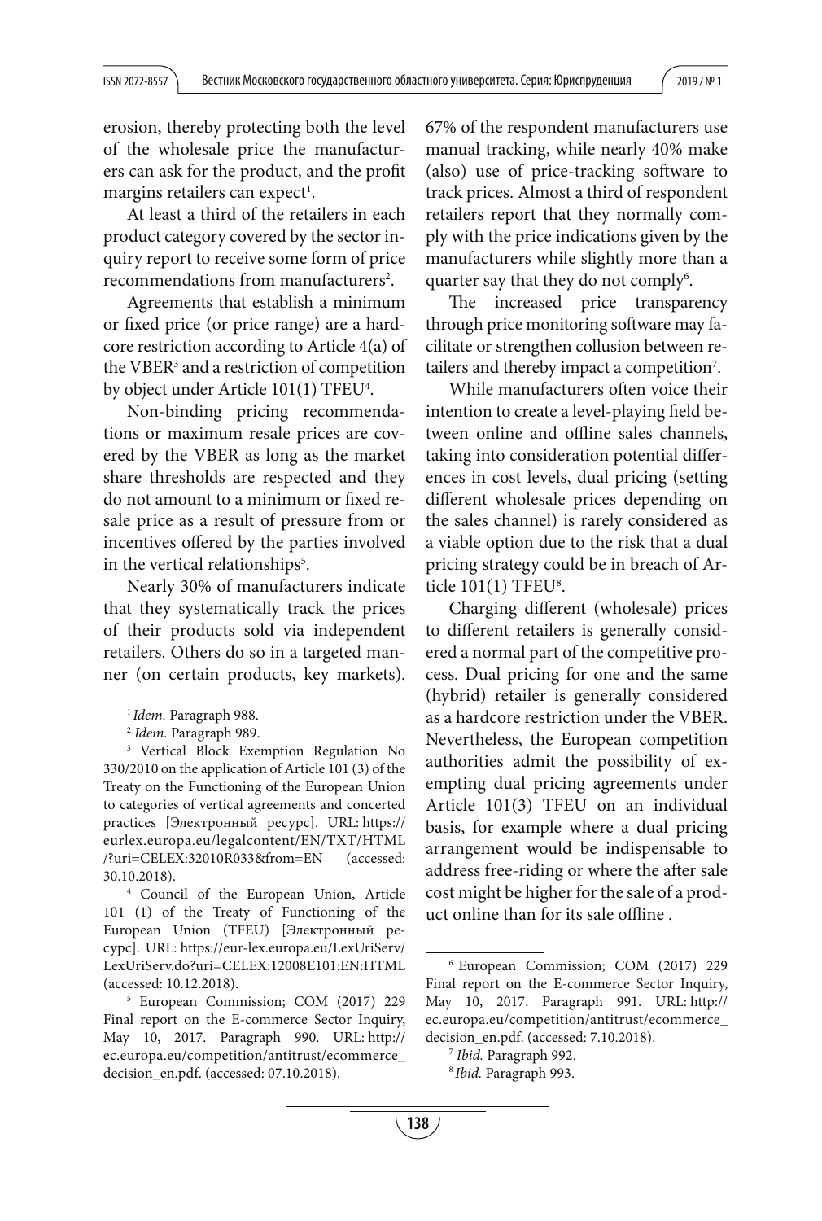erosion, thereby protecting both the level of the wholesale price the manufacturers can ask for the product, and the profit margins retailers can expect[1].

At least a third of the retailers in each product category covered by the sector inquiry report to receive some form of price recommendations from manufacturers[2].

Agreements that establish a minimum or fixed price (or price range) are a hardcore restriction according to Article 4(a) of the VBER[3] and a restriction of competition by object under Article 101(1) TFEU[4].

Non-binding pricing recommendations or maximum resale prices are covered by the VBER as long as the market share thresholds are respected and they do not amount to a minimum or fixed resale price as a result of pressure from or incentives offered by the parties involved in the vertical relationships[5].

Nearly 30% of manufacturers indicate that they systematically track the prices of their products sold via independent retailers. Others do so in a targeted manner (on certain products, key markets). 67% of the respondent manufacturers use manual tracking, while nearly 40% make (also) use of price-tracking software to track prices. Almost a third of respondent retailers report that they normally comply with the price indications given by the manufacturers while slightly more than a quarter say that they do not comply[6].

The increased price transparency through price monitoring software may facilitate or strengthen collusion between retailers and thereby impact a competition[7].

While manufacturers often voice their intention to create a level-playing field between online and offline sales channels, taking into consideration potential differences in cost levels, dual pricing (setting different wholesale prices depending on the sales channel) is rarely considered as a viable option due to the risk that a dual pricing strategy could be in breach of Article 101(1) TFEU[8].

Charging different (wholesale) prices to different retailers is generally considered a normal part of the competitive process. Dual pricing for one and the same (hybrid) retailer is generally considered as a hardcore restriction under the VBER. Nevertheless, the European competition authorities admit the possibility of exempting dual pricing agreements under Article 101(3) TFEU on an individual basis, for example where a dual pricing arrangement would be indispensable to address free-riding or where the after sale cost might be higher for the sale of a product online than for its sale offline .

---

[1] *Idem.* Paragraph 988.

[2] *Idem.* Paragraph 989.

[3] Vertical Block Exemption Regulation No 330/2010 on the application of Article 101 (3) of the Treaty on the Functioning of the European Union to categories of vertical agreements and concerted practices [Электронный ресурс]. URL: https://eurlex.europa.eu/legalcontent/EN/TXT/HTML/?uri=CELEX:32010R033&from=EN (accessed: 30.10.2018).

[4] Council of the European Union, Article 101 (1) of the Treaty of Functioning of the European Union (TFEU) [Электронный ресурс]. URL: https://eur-lex.europa.eu/LexUriServ/LexUriServ.do?uri=CELEX:12008E101:EN:HTML (accessed: 10.12.2018).

[5] European Commission; COM (2017) 229 Final report on the E-commerce Sector Inquiry, May 10, 2017. Paragraph 990. URL: http://ec.europa.eu/competition/antitrust/ecommerce_decision_en.pdf. (accessed: 07.10.2018).

[6] European Commission; COM (2017) 229 Final report on the E-commerce Sector Inquiry, May 10, 2017. Paragraph 991. URL: http://ec.europa.eu/competition/antitrust/ecommerce_decision_en.pdf. (accessed: 7.10.2018).

[7] *Ibid.* Paragraph 992.

[8] *Ibid.* Paragraph 993.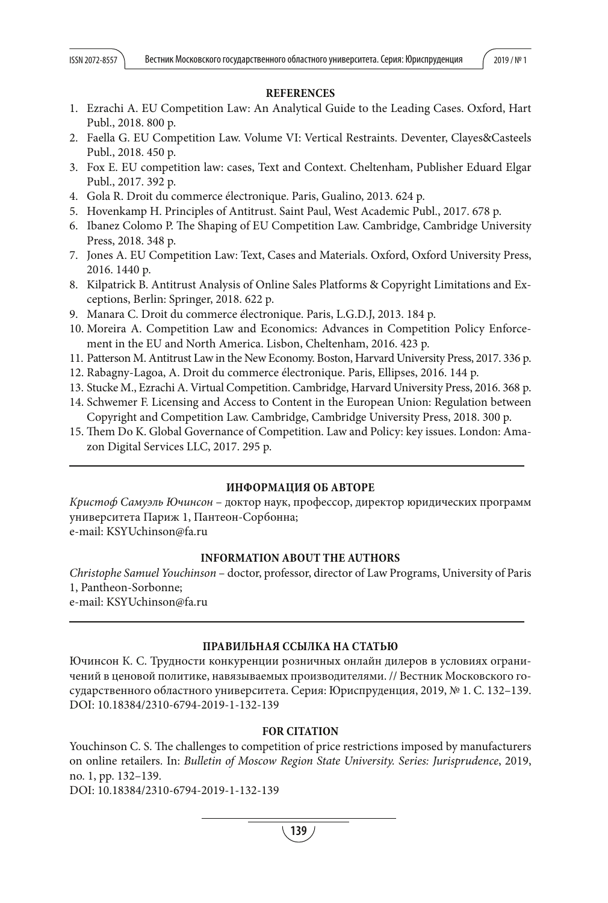## REFERENCES

1. Ezrachi A. EU Competition Law: An Analytical Guide to the Leading Cases. Oxford, Hart Publ., 2018. 800 p.
2. Faella G. EU Competition Law. Volume VI: Vertical Restraints. Deventer, Clayes&Casteels Publ., 2018. 450 p.
3. Fox E. EU competition law: cases, Text and Context. Cheltenham, Publisher Eduard Elgar Publ., 2017. 392 p.
4. Gola R. Droit du commerce électronique. Paris, Gualino, 2013. 624 p.
5. Hovenkamp H. Principles of Antitrust. Saint Paul, West Academic Publ., 2017. 678 p.
6. Ibanez Colomo P. The Shaping of EU Competition Law. Cambridge, Cambridge University Press, 2018. 348 p.
7. Jones A. EU Competition Law: Text, Cases and Materials. Oxford, Oxford University Press, 2016. 1440 p.
8. Kilpatrick B. Antitrust Analysis of Online Sales Platforms & Copyright Limitations and Exceptions, Berlin: Springer, 2018. 622 p.
9. Manara C. Droit du commerce électronique. Paris, L.G.D.J, 2013. 184 p.
10. Moreira A. Competition Law and Economics: Advances in Competition Policy Enforcement in the EU and North America. Lisbon, Cheltenham, 2016. 423 p.
11. Patterson M. Antitrust Law in the New Economy. Boston, Harvard University Press, 2017. 336 p.
12. Rabagny-Lagoa, A. Droit du commerce électronique. Paris, Ellipses, 2016. 144 p.
13. Stucke M., Ezrachi A. Virtual Competition. Cambridge, Harvard University Press, 2016. 368 p.
14. Schwemer F. Licensing and Access to Content in the European Union: Regulation between Copyright and Competition Law. Cambridge, Cambridge University Press, 2018. 300 p.
15. Them Do K. Global Governance of Competition. Law and Policy: key issues. London: Amazon Digital Services LLC, 2017. 295 p.

## ИНФОРМАЦИЯ ОБ АВТОРЕ

*Кристоф Самуэль Ючинсон* – доктор наук, профессор, директор юридических программ университета Париж 1, Пантеон-Сорбонна;
e-mail: KSYUchinson@fa.ru

## INFORMATION ABOUT THE AUTHORS

*Christophe Samuel Youchinson* – doctor, professor, director of Law Programs, University of Paris 1, Pantheon-Sorbonne;
e-mail: KSYUchinson@fa.ru

## ПРАВИЛЬНАЯ ССЫЛКА НА СТАТЬЮ

Ючинсон К. С. Трудности конкуренции розничных онлайн дилеров в условиях ограничений в ценовой политике, навязываемых производителями. // Вестник Московского государственного областного университета. Серия: Юриспруденция, 2019, № 1. С. 132–139.
DOI: 10.18384/2310-6794-2019-1-132-139

## FOR CITATION

Youchinson C. S. The challenges to competition of price restrictions imposed by manufacturers on online retailers. In: *Bulletin of Moscow Region State University. Series: Jurisprudence*, 2019, no. 1, pp. 132–139.
DOI: 10.18384/2310-6794-2019-1-132-139